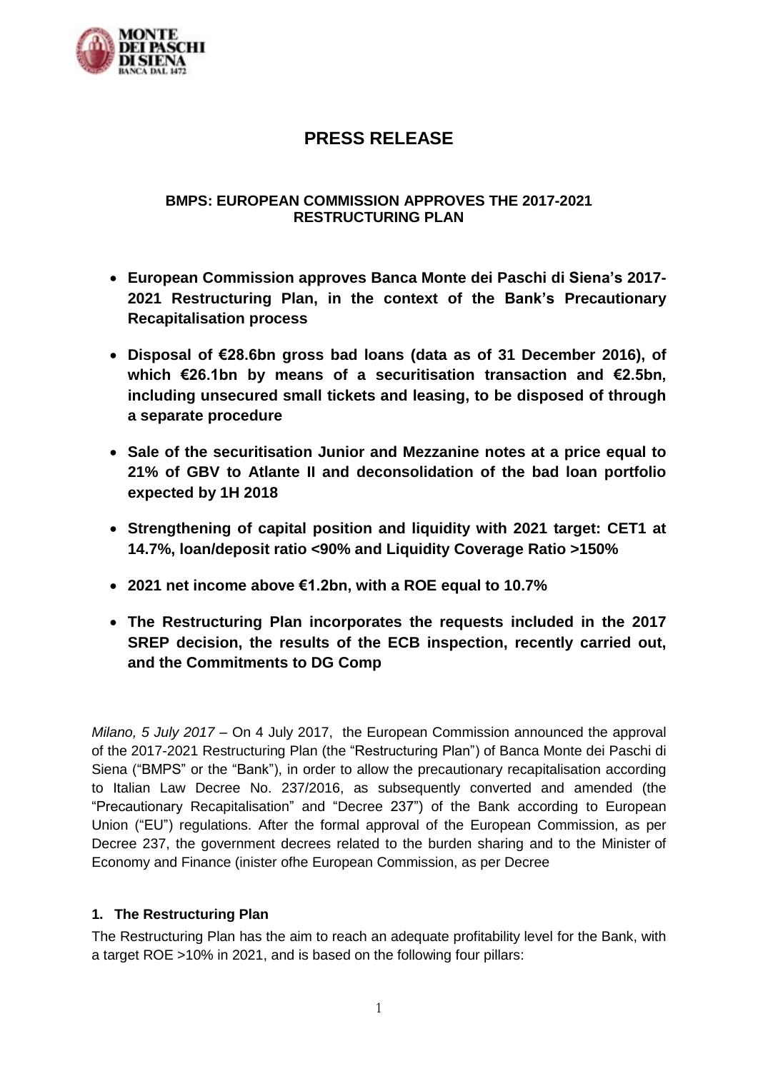# PRESS RELEASE

## BMPS: EUROPEAN COMMISSION APPROVES THE 2017-2021 RESTRUCTURING PLAN

- **European Commission approves Banca Monte dei Paschi di Siena's 2017-2021 Restructuring Plan, in the context of the Bank's Precautionary Recapitalisation process**
- **Disposal of €28.6bn gross bad loans (data as of 31 December 2016), of which €26.1bn by means of a securitisation transaction and €2.5bn, including unsecured small tickets and leasing, to be disposed of through a separate procedure**
- **Sale of the securitisation Junior and Mezzanine notes at a price equal to 21% of GBV to Atlante II and deconsolidation of the bad loan portfolio expected by 1H 2018**
- **Strengthening of capital position and liquidity with 2021 target: CET1 at 14.7%, loan/deposit ratio <90% and Liquidity Coverage Ratio >150%**
- **2021 net income above €1.2bn, with a ROE equal to 10.7%**
- **The Restructuring Plan incorporates the requests included in the 2017 SREP decision, the results of the ECB inspection, recently carried out, and the Commitments to DG Comp**

*Milano, 5 July 2017* – On 4 July 2017, the European Commission announced the approval of the 2017-2021 Restructuring Plan (the "Restructuring Plan") of Banca Monte dei Paschi di Siena ("BMPS" or the "Bank"), in order to allow the precautionary recapitalisation according to Italian Law Decree No. 237/2016, as subsequently converted and amended (the "Precautionary Recapitalisation" and "Decree 237") of the Bank according to European Union ("EU") regulations. After the formal approval of the European Commission, as per Decree 237, the government decrees related to the burden sharing and to the Minister of Economy and Finance (inister ofhe European Commission, as per Decree

### 1. The Restructuring Plan

The Restructuring Plan has the aim to reach an adequate profitability level for the Bank, with a target ROE >10% in 2021, and is based on the following four pillars: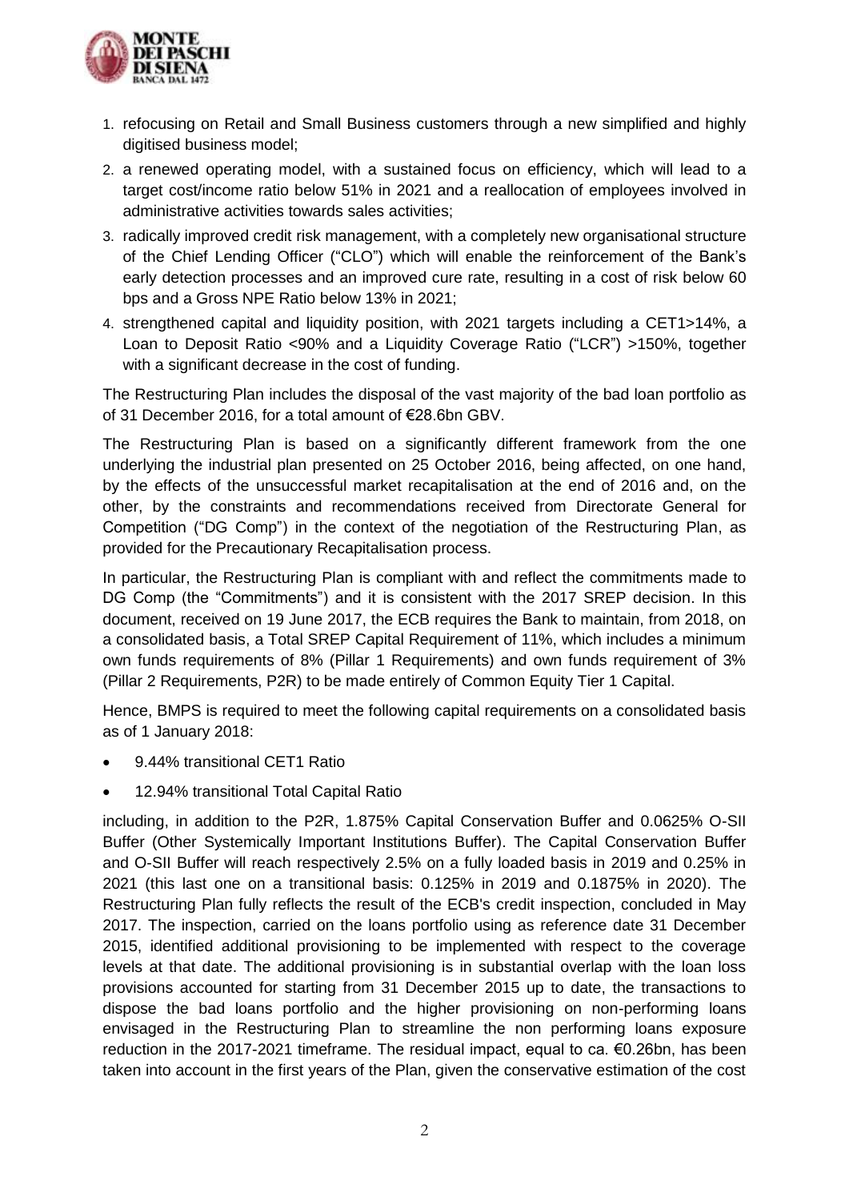1. refocusing on Retail and Small Business customers through a new simplified and highly digitised business model;
2. a renewed operating model, with a sustained focus on efficiency, which will lead to a target cost/income ratio below 51% in 2021 and a reallocation of employees involved in administrative activities towards sales activities;
3. radically improved credit risk management, with a completely new organisational structure of the Chief Lending Officer ("CLO") which will enable the reinforcement of the Bank's early detection processes and an improved cure rate, resulting in a cost of risk below 60 bps and a Gross NPE Ratio below 13% in 2021;
4. strengthened capital and liquidity position, with 2021 targets including a CET1>14%, a Loan to Deposit Ratio <90% and a Liquidity Coverage Ratio ("LCR") >150%, together with a significant decrease in the cost of funding.

The Restructuring Plan includes the disposal of the vast majority of the bad loan portfolio as of 31 December 2016, for a total amount of €28.6bn GBV.

The Restructuring Plan is based on a significantly different framework from the one underlying the industrial plan presented on 25 October 2016, being affected, on one hand, by the effects of the unsuccessful market recapitalisation at the end of 2016 and, on the other, by the constraints and recommendations received from Directorate General for Competition ("DG Comp") in the context of the negotiation of the Restructuring Plan, as provided for the Precautionary Recapitalisation process.

In particular, the Restructuring Plan is compliant with and reflect the commitments made to DG Comp (the "Commitments") and it is consistent with the 2017 SREP decision. In this document, received on 19 June 2017, the ECB requires the Bank to maintain, from 2018, on a consolidated basis, a Total SREP Capital Requirement of 11%, which includes a minimum own funds requirements of 8% (Pillar 1 Requirements) and own funds requirement of 3% (Pillar 2 Requirements, P2R) to be made entirely of Common Equity Tier 1 Capital.

Hence, BMPS is required to meet the following capital requirements on a consolidated basis as of 1 January 2018:

- 9.44% transitional CET1 Ratio
- 12.94% transitional Total Capital Ratio

including, in addition to the P2R, 1.875% Capital Conservation Buffer and 0.0625% O-SII Buffer (Other Systemically Important Institutions Buffer). The Capital Conservation Buffer and O-SII Buffer will reach respectively 2.5% on a fully loaded basis in 2019 and 0.25% in 2021 (this last one on a transitional basis: 0.125% in 2019 and 0.1875% in 2020). The Restructuring Plan fully reflects the result of the ECB's credit inspection, concluded in May 2017. The inspection, carried on the loans portfolio using as reference date 31 December 2015, identified additional provisioning to be implemented with respect to the coverage levels at that date. The additional provisioning is in substantial overlap with the loan loss provisions accounted for starting from 31 December 2015 up to date, the transactions to dispose the bad loans portfolio and the higher provisioning on non-performing loans envisaged in the Restructuring Plan to streamline the non performing loans exposure reduction in the 2017-2021 timeframe. The residual impact, equal to ca. €0.26bn, has been taken into account in the first years of the Plan, given the conservative estimation of the cost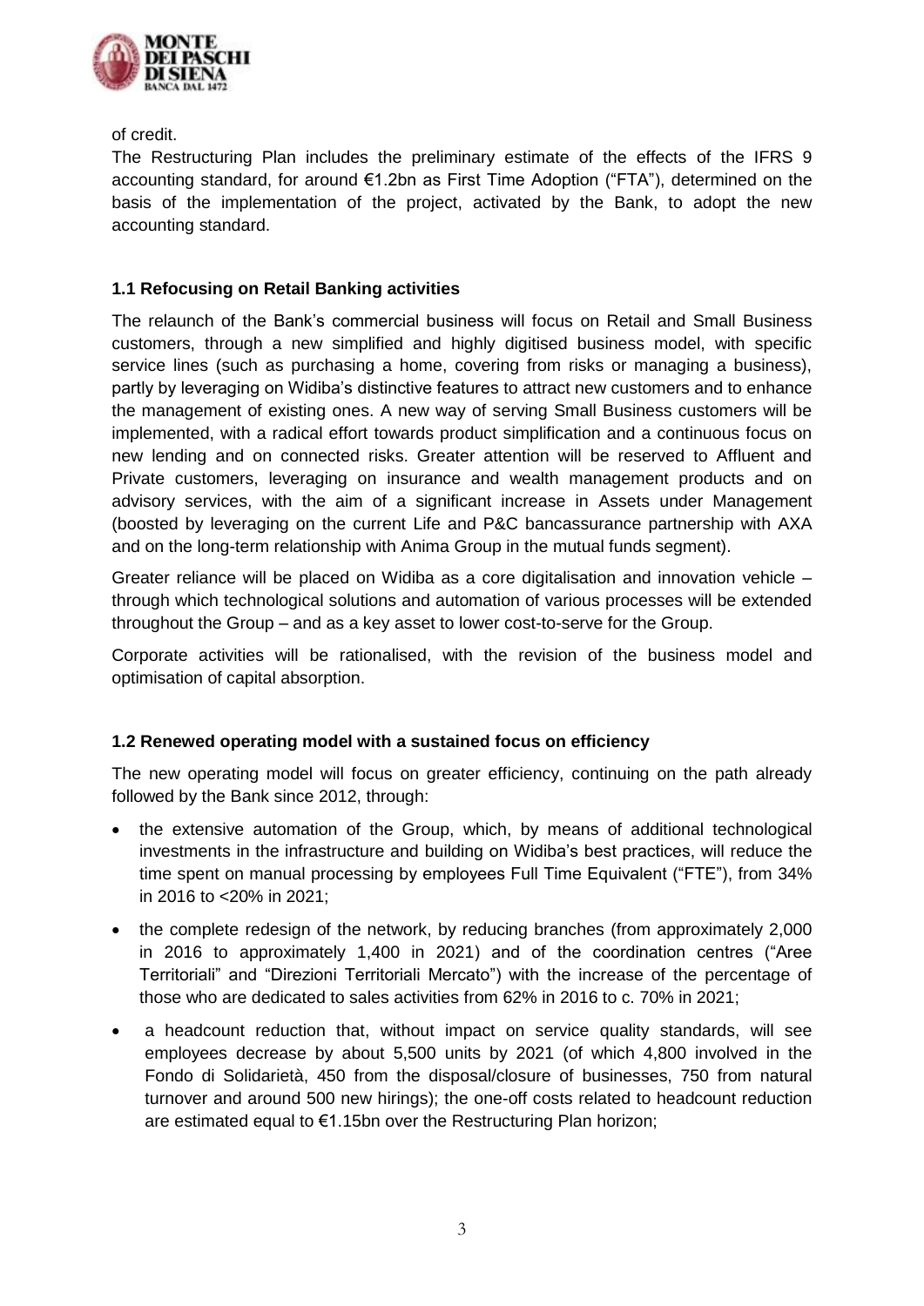of credit.

The Restructuring Plan includes the preliminary estimate of the effects of the IFRS 9 accounting standard, for around €1.2bn as First Time Adoption ("FTA"), determined on the basis of the implementation of the project, activated by the Bank, to adopt the new accounting standard.

### 1.1 Refocusing on Retail Banking activities

The relaunch of the Bank's commercial business will focus on Retail and Small Business customers, through a new simplified and highly digitised business model, with specific service lines (such as purchasing a home, covering from risks or managing a business), partly by leveraging on Widiba's distinctive features to attract new customers and to enhance the management of existing ones. A new way of serving Small Business customers will be implemented, with a radical effort towards product simplification and a continuous focus on new lending and on connected risks. Greater attention will be reserved to Affluent and Private customers, leveraging on insurance and wealth management products and on advisory services, with the aim of a significant increase in Assets under Management (boosted by leveraging on the current Life and P&C bancassurance partnership with AXA and on the long-term relationship with Anima Group in the mutual funds segment).

Greater reliance will be placed on Widiba as a core digitalisation and innovation vehicle – through which technological solutions and automation of various processes will be extended throughout the Group – and as a key asset to lower cost-to-serve for the Group.

Corporate activities will be rationalised, with the revision of the business model and optimisation of capital absorption.

### 1.2 Renewed operating model with a sustained focus on efficiency

The new operating model will focus on greater efficiency, continuing on the path already followed by the Bank since 2012, through:

- the extensive automation of the Group, which, by means of additional technological investments in the infrastructure and building on Widiba's best practices, will reduce the time spent on manual processing by employees Full Time Equivalent ("FTE"), from 34% in 2016 to <20% in 2021;
- the complete redesign of the network, by reducing branches (from approximately 2,000 in 2016 to approximately 1,400 in 2021) and of the coordination centres ("Aree Territoriali" and "Direzioni Territoriali Mercato") with the increase of the percentage of those who are dedicated to sales activities from 62% in 2016 to c. 70% in 2021;
- a headcount reduction that, without impact on service quality standards, will see employees decrease by about 5,500 units by 2021 (of which 4,800 involved in the Fondo di Solidarietà, 450 from the disposal/closure of businesses, 750 from natural turnover and around 500 new hirings); the one-off costs related to headcount reduction are estimated equal to €1.15bn over the Restructuring Plan horizon;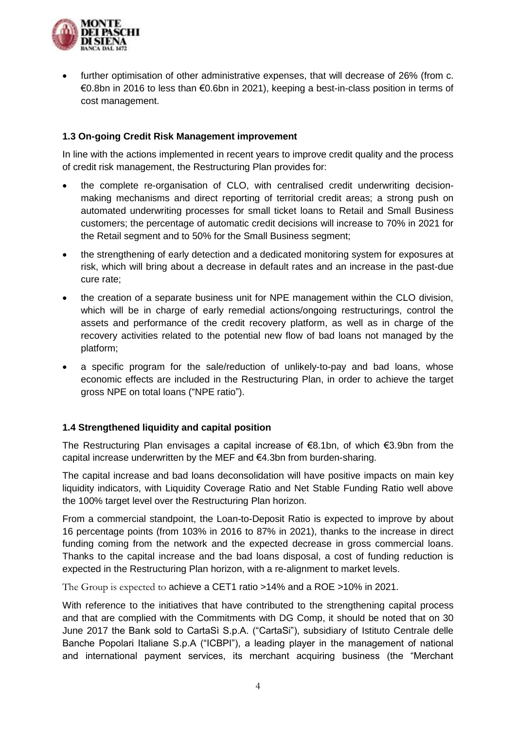- further optimisation of other administrative expenses, that will decrease of 26% (from c. €0.8bn in 2016 to less than €0.6bn in 2021), keeping a best-in-class position in terms of cost management.

### 1.3 On-going Credit Risk Management improvement

In line with the actions implemented in recent years to improve credit quality and the process of credit risk management, the Restructuring Plan provides for:

- the complete re-organisation of CLO, with centralised credit underwriting decision-making mechanisms and direct reporting of territorial credit areas; a strong push on automated underwriting processes for small ticket loans to Retail and Small Business customers; the percentage of automatic credit decisions will increase to 70% in 2021 for the Retail segment and to 50% for the Small Business segment;
- the strengthening of early detection and a dedicated monitoring system for exposures at risk, which will bring about a decrease in default rates and an increase in the past-due cure rate;
- the creation of a separate business unit for NPE management within the CLO division, which will be in charge of early remedial actions/ongoing restructurings, control the assets and performance of the credit recovery platform, as well as in charge of the recovery activities related to the potential new flow of bad loans not managed by the platform;
- a specific program for the sale/reduction of unlikely-to-pay and bad loans, whose economic effects are included in the Restructuring Plan, in order to achieve the target gross NPE on total loans ("NPE ratio").

### 1.4 Strengthened liquidity and capital position

The Restructuring Plan envisages a capital increase of €8.1bn, of which €3.9bn from the capital increase underwritten by the MEF and €4.3bn from burden-sharing.

The capital increase and bad loans deconsolidation will have positive impacts on main key liquidity indicators, with Liquidity Coverage Ratio and Net Stable Funding Ratio well above the 100% target level over the Restructuring Plan horizon.

From a commercial standpoint, the Loan-to-Deposit Ratio is expected to improve by about 16 percentage points (from 103% in 2016 to 87% in 2021), thanks to the increase in direct funding coming from the network and the expected decrease in gross commercial loans. Thanks to the capital increase and the bad loans disposal, a cost of funding reduction is expected in the Restructuring Plan horizon, with a re-alignment to market levels.

The Group is expected to achieve a CET1 ratio >14% and a ROE >10% in 2021.

With reference to the initiatives that have contributed to the strengthening capital process and that are complied with the Commitments with DG Comp, it should be noted that on 30 June 2017 the Bank sold to CartaSì S.p.A. ("CartaSi"), subsidiary of Istituto Centrale delle Banche Popolari Italiane S.p.A ("ICBPI"), a leading player in the management of national and international payment services, its merchant acquiring business (the "Merchant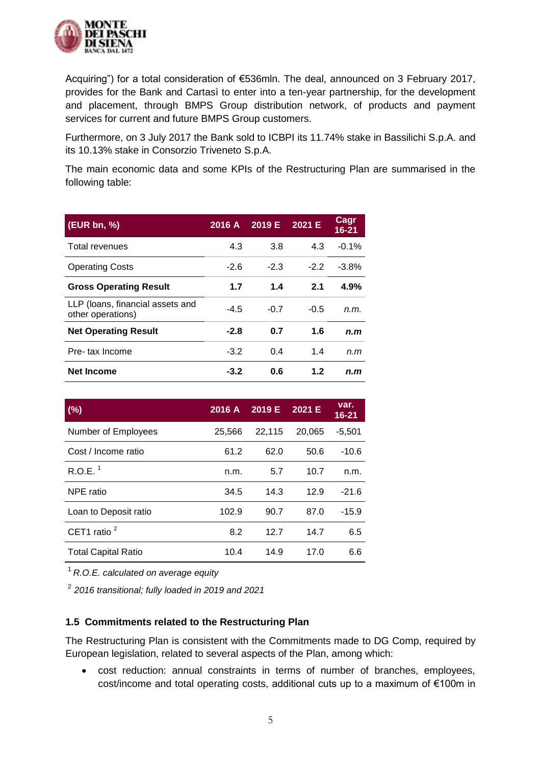Acquiring") for a total consideration of €536mln. The deal, announced on 3 February 2017, provides for the Bank and Cartasì to enter into a ten-year partnership, for the development and placement, through BMPS Group distribution network, of products and payment services for current and future BMPS Group customers.

Furthermore, on 3 July 2017 the Bank sold to ICBPI its 11.74% stake in Bassilichi S.p.A. and its 10.13% stake in Consorzio Triveneto S.p.A.

The main economic data and some KPIs of the Restructuring Plan are summarised in the following table:

| (EUR bn, %) | 2016 A | 2019 E | 2021 E | Cagr 16-21 |
|---|---|---|---|---|
| Total revenues | 4.3 | 3.8 | 4.3 | -0.1% |
| Operating Costs | -2.6 | -2.3 | -2.2 | -3.8% |
| **Gross Operating Result** | **1.7** | **1.4** | **2.1** | **4.9%** |
| LLP (loans, financial assets and other operations) | -4.5 | -0.7 | -0.5 | *n.m.* |
| **Net Operating Result** | **-2.8** | **0.7** | **1.6** | ***n.m*** |
| Pre- tax Income | -3.2 | 0.4 | 1.4 | *n.m* |
| **Net Income** | **-3.2** | **0.6** | **1.2** | ***n.m*** |

| (%) | 2016 A | 2019 E | 2021 E | var. 16-21 |
|---|---|---|---|---|
| Number of Employees | 25,566 | 22,115 | 20,065 | -5,501 |
| Cost / Income ratio | 61.2 | 62.0 | 50.6 | -10.6 |
| R.O.E. [1] | n.m. | 5.7 | 10.7 | n.m. |
| NPE ratio | 34.5 | 14.3 | 12.9 | -21.6 |
| Loan to Deposit ratio | 102.9 | 90.7 | 87.0 | -15.9 |
| CET1 ratio [2] | 8.2 | 12.7 | 14.7 | 6.5 |
| Total Capital Ratio | 10.4 | 14.9 | 17.0 | 6.6 |

[1] *R.O.E. calculated on average equity*

[2] *2016 transitional; fully loaded in 2019 and 2021*

### 1.5 Commitments related to the Restructuring Plan

The Restructuring Plan is consistent with the Commitments made to DG Comp, required by European legislation, related to several aspects of the Plan, among which:

- cost reduction: annual constraints in terms of number of branches, employees, cost/income and total operating costs, additional cuts up to a maximum of €100m in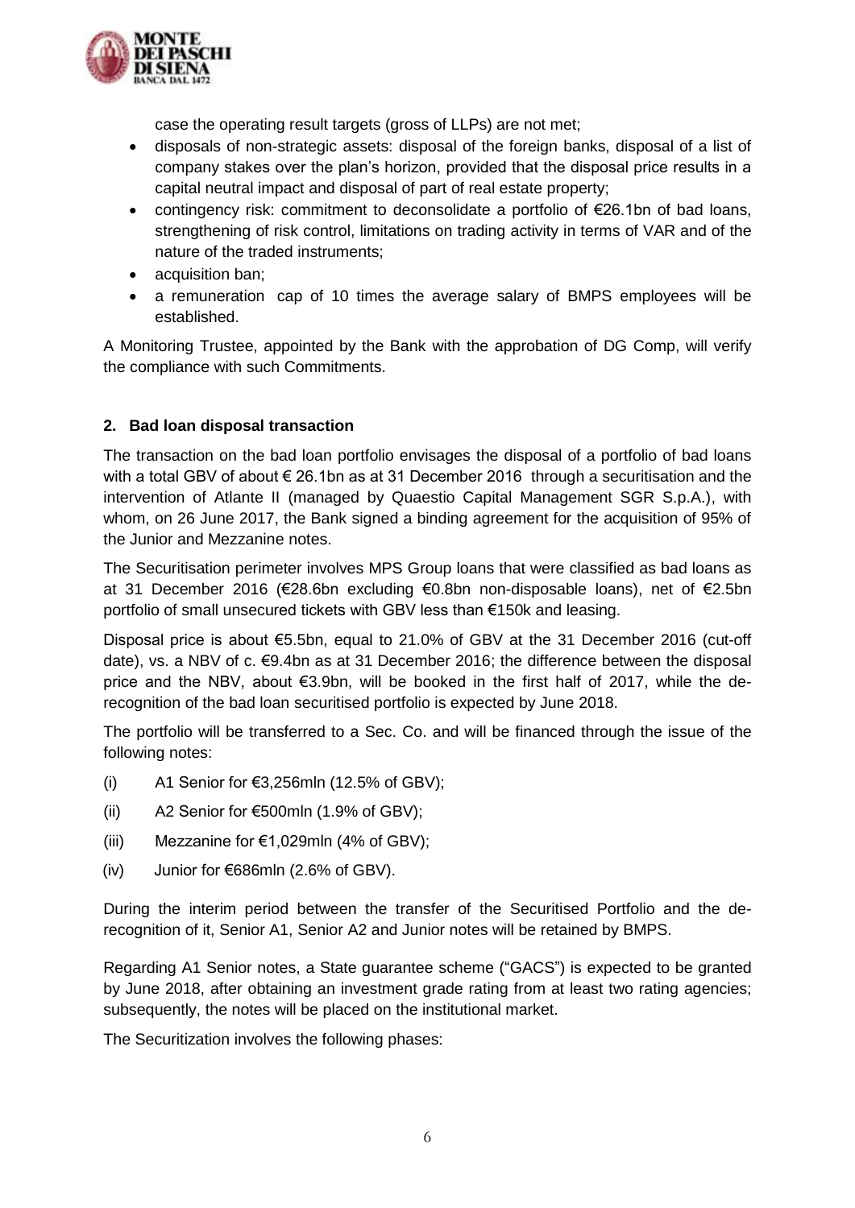case the operating result targets (gross of LLPs) are not met;

- disposals of non-strategic assets: disposal of the foreign banks, disposal of a list of company stakes over the plan's horizon, provided that the disposal price results in a capital neutral impact and disposal of part of real estate property;
- contingency risk: commitment to deconsolidate a portfolio of €26.1bn of bad loans, strengthening of risk control, limitations on trading activity in terms of VAR and of the nature of the traded instruments;
- acquisition ban;
- a remuneration cap of 10 times the average salary of BMPS employees will be established.

A Monitoring Trustee, appointed by the Bank with the approbation of DG Comp, will verify the compliance with such Commitments.

## 2. Bad loan disposal transaction

The transaction on the bad loan portfolio envisages the disposal of a portfolio of bad loans with a total GBV of about € 26.1bn as at 31 December 2016 through a securitisation and the intervention of Atlante II (managed by Quaestio Capital Management SGR S.p.A.), with whom, on 26 June 2017, the Bank signed a binding agreement for the acquisition of 95% of the Junior and Mezzanine notes.

The Securitisation perimeter involves MPS Group loans that were classified as bad loans as at 31 December 2016 (€28.6bn excluding €0.8bn non-disposable loans), net of €2.5bn portfolio of small unsecured tickets with GBV less than €150k and leasing.

Disposal price is about €5.5bn, equal to 21.0% of GBV at the 31 December 2016 (cut-off date), vs. a NBV of c. €9.4bn as at 31 December 2016; the difference between the disposal price and the NBV, about €3.9bn, will be booked in the first half of 2017, while the de-recognition of the bad loan securitised portfolio is expected by June 2018.

The portfolio will be transferred to a Sec. Co. and will be financed through the issue of the following notes:

(i) A1 Senior for €3,256mln (12.5% of GBV);

(ii) A2 Senior for €500mln (1.9% of GBV);

(iii) Mezzanine for €1,029mln (4% of GBV);

(iv) Junior for €686mln (2.6% of GBV).

During the interim period between the transfer of the Securitised Portfolio and the de-recognition of it, Senior A1, Senior A2 and Junior notes will be retained by BMPS.

Regarding A1 Senior notes, a State guarantee scheme ("GACS") is expected to be granted by June 2018, after obtaining an investment grade rating from at least two rating agencies; subsequently, the notes will be placed on the institutional market.

The Securitization involves the following phases: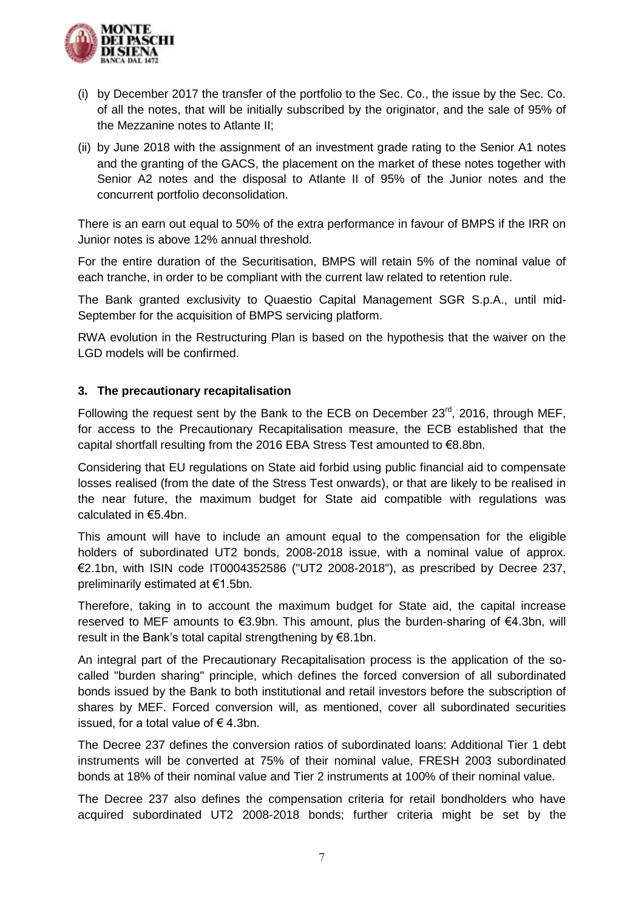(i) by December 2017 the transfer of the portfolio to the Sec. Co., the issue by the Sec. Co. of all the notes, that will be initially subscribed by the originator, and the sale of 95% of the Mezzanine notes to Atlante II;

(ii) by June 2018 with the assignment of an investment grade rating to the Senior A1 notes and the granting of the GACS, the placement on the market of these notes together with Senior A2 notes and the disposal to Atlante II of 95% of the Junior notes and the concurrent portfolio deconsolidation.

There is an earn out equal to 50% of the extra performance in favour of BMPS if the IRR on Junior notes is above 12% annual threshold.

For the entire duration of the Securitisation, BMPS will retain 5% of the nominal value of each tranche, in order to be compliant with the current law related to retention rule.

The Bank granted exclusivity to Quaestio Capital Management SGR S.p.A., until mid-September for the acquisition of BMPS servicing platform.

RWA evolution in the Restructuring Plan is based on the hypothesis that the waiver on the LGD models will be confirmed.

### 3. The precautionary recapitalisation

Following the request sent by the Bank to the ECB on December 23rd, 2016, through MEF, for access to the Precautionary Recapitalisation measure, the ECB established that the capital shortfall resulting from the 2016 EBA Stress Test amounted to €8.8bn.

Considering that EU regulations on State aid forbid using public financial aid to compensate losses realised (from the date of the Stress Test onwards), or that are likely to be realised in the near future, the maximum budget for State aid compatible with regulations was calculated in €5.4bn.

This amount will have to include an amount equal to the compensation for the eligible holders of subordinated UT2 bonds, 2008-2018 issue, with a nominal value of approx. €2.1bn, with ISIN code IT0004352586 ("UT2 2008-2018"), as prescribed by Decree 237, preliminarily estimated at €1.5bn.

Therefore, taking in to account the maximum budget for State aid, the capital increase reserved to MEF amounts to €3.9bn. This amount, plus the burden-sharing of €4.3bn, will result in the Bank's total capital strengthening by €8.1bn.

An integral part of the Precautionary Recapitalisation process is the application of the so-called "burden sharing" principle, which defines the forced conversion of all subordinated bonds issued by the Bank to both institutional and retail investors before the subscription of shares by MEF. Forced conversion will, as mentioned, cover all subordinated securities issued, for a total value of € 4.3bn.

The Decree 237 defines the conversion ratios of subordinated loans: Additional Tier 1 debt instruments will be converted at 75% of their nominal value, FRESH 2003 subordinated bonds at 18% of their nominal value and Tier 2 instruments at 100% of their nominal value.

The Decree 237 also defines the compensation criteria for retail bondholders who have acquired subordinated UT2 2008-2018 bonds; further criteria might be set by the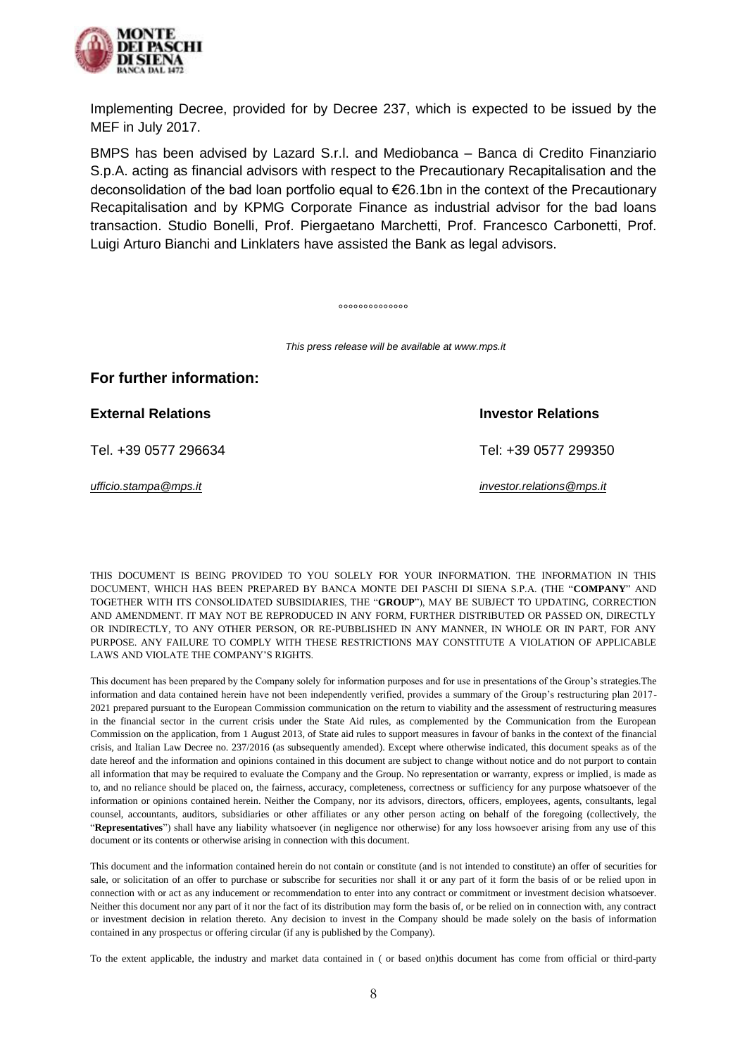Implementing Decree, provided for by Decree 237, which is expected to be issued by the MEF in July 2017.

BMPS has been advised by Lazard S.r.l. and Mediobanca – Banca di Credito Finanziario S.p.A. acting as financial advisors with respect to the Precautionary Recapitalisation and the deconsolidation of the bad loan portfolio equal to €26.1bn in the context of the Precautionary Recapitalisation and by KPMG Corporate Finance as industrial advisor for the bad loans transaction. Studio Bonelli, Prof. Piergaetano Marchetti, Prof. Francesco Carbonetti, Prof. Luigi Arturo Bianchi and Linklaters have assisted the Bank as legal advisors.

°°°°°°°°°°°°°°

*This press release will be available at www.mps.it*

## For further information:

**External Relations**

Tel. +39 0577 296634

*ufficio.stampa@mps.it*

**Investor Relations**

Tel: +39 0577 299350

*investor.relations@mps.it*

THIS DOCUMENT IS BEING PROVIDED TO YOU SOLELY FOR YOUR INFORMATION. THE INFORMATION IN THIS DOCUMENT, WHICH HAS BEEN PREPARED BY BANCA MONTE DEI PASCHI DI SIENA S.P.A. (THE "**COMPANY**" AND TOGETHER WITH ITS CONSOLIDATED SUBSIDIARIES, THE "**GROUP**"), MAY BE SUBJECT TO UPDATING, CORRECTION AND AMENDMENT. IT MAY NOT BE REPRODUCED IN ANY FORM, FURTHER DISTRIBUTED OR PASSED ON, DIRECTLY OR INDIRECTLY, TO ANY OTHER PERSON, OR RE-PUBBLISHED IN ANY MANNER, IN WHOLE OR IN PART, FOR ANY PURPOSE. ANY FAILURE TO COMPLY WITH THESE RESTRICTIONS MAY CONSTITUTE A VIOLATION OF APPLICABLE LAWS AND VIOLATE THE COMPANY'S RIGHTS.

This document has been prepared by the Company solely for information purposes and for use in presentations of the Group's strategies.The information and data contained herein have not been independently verified, provides a summary of the Group's restructuring plan 2017-2021 prepared pursuant to the European Commission communication on the return to viability and the assessment of restructuring measures in the financial sector in the current crisis under the State Aid rules, as complemented by the Communication from the European Commission on the application, from 1 August 2013, of State aid rules to support measures in favour of banks in the context of the financial crisis, and Italian Law Decree no. 237/2016 (as subsequently amended). Except where otherwise indicated, this document speaks as of the date hereof and the information and opinions contained in this document are subject to change without notice and do not purport to contain all information that may be required to evaluate the Company and the Group. No representation or warranty, express or implied, is made as to, and no reliance should be placed on, the fairness, accuracy, completeness, correctness or sufficiency for any purpose whatsoever of the information or opinions contained herein. Neither the Company, nor its advisors, directors, officers, employees, agents, consultants, legal counsel, accountants, auditors, subsidiaries or other affiliates or any other person acting on behalf of the foregoing (collectively, the "**Representatives**") shall have any liability whatsoever (in negligence nor otherwise) for any loss howsoever arising from any use of this document or its contents or otherwise arising in connection with this document.

This document and the information contained herein do not contain or constitute (and is not intended to constitute) an offer of securities for sale, or solicitation of an offer to purchase or subscribe for securities nor shall it or any part of it form the basis of or be relied upon in connection with or act as any inducement or recommendation to enter into any contract or commitment or investment decision whatsoever. Neither this document nor any part of it nor the fact of its distribution may form the basis of, or be relied on in connection with, any contract or investment decision in relation thereto. Any decision to invest in the Company should be made solely on the basis of information contained in any prospectus or offering circular (if any is published by the Company).

To the extent applicable, the industry and market data contained in ( or based on)this document has come from official or third-party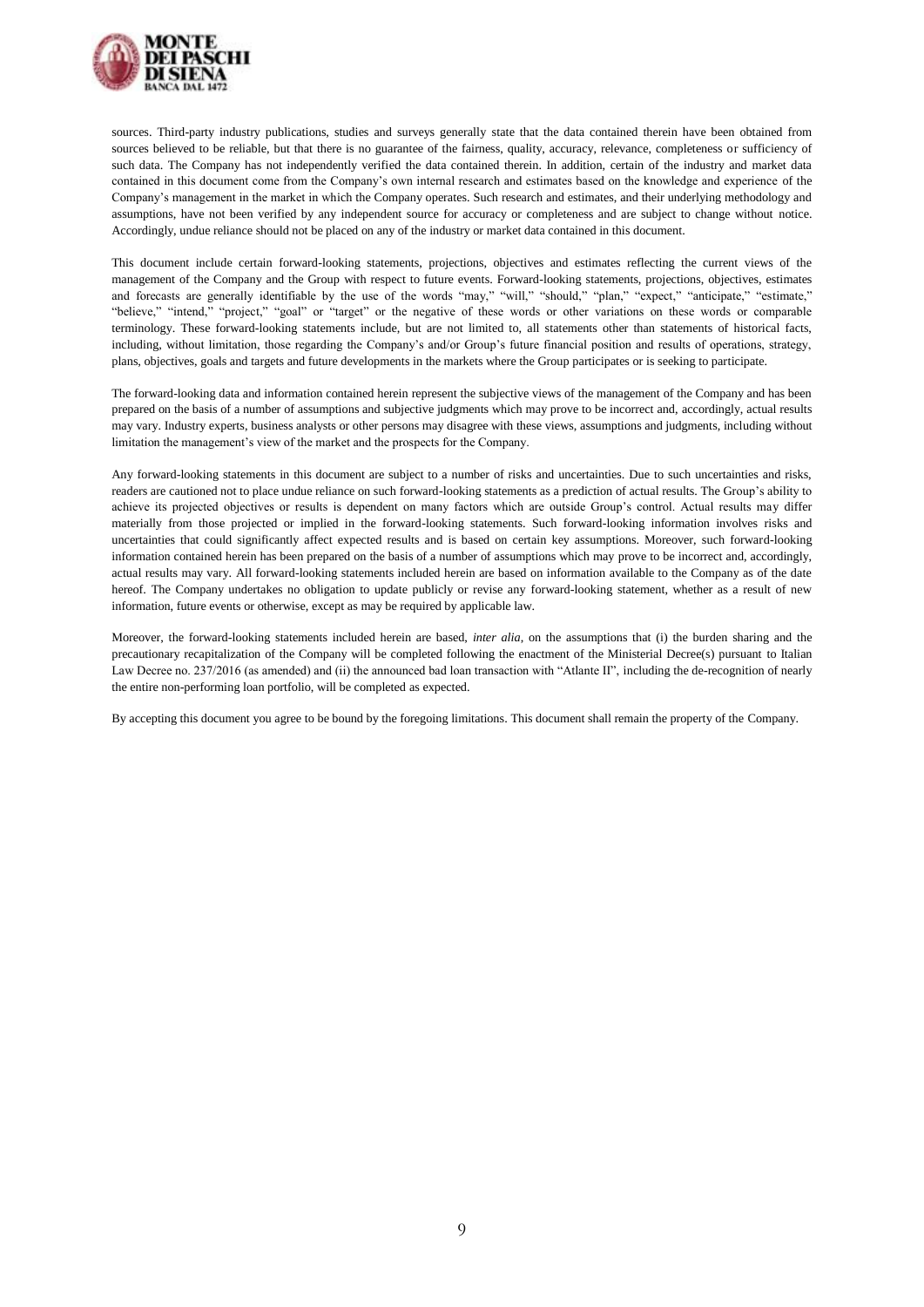sources. Third-party industry publications, studies and surveys generally state that the data contained therein have been obtained from sources believed to be reliable, but that there is no guarantee of the fairness, quality, accuracy, relevance, completeness or sufficiency of such data. The Company has not independently verified the data contained therein. In addition, certain of the industry and market data contained in this document come from the Company's own internal research and estimates based on the knowledge and experience of the Company's management in the market in which the Company operates. Such research and estimates, and their underlying methodology and assumptions, have not been verified by any independent source for accuracy or completeness and are subject to change without notice. Accordingly, undue reliance should not be placed on any of the industry or market data contained in this document.

This document include certain forward-looking statements, projections, objectives and estimates reflecting the current views of the management of the Company and the Group with respect to future events. Forward-looking statements, projections, objectives, estimates and forecasts are generally identifiable by the use of the words "may," "will," "should," "plan," "expect," "anticipate," "estimate," "believe," "intend," "project," "goal" or "target" or the negative of these words or other variations on these words or comparable terminology. These forward-looking statements include, but are not limited to, all statements other than statements of historical facts, including, without limitation, those regarding the Company's and/or Group's future financial position and results of operations, strategy, plans, objectives, goals and targets and future developments in the markets where the Group participates or is seeking to participate.

The forward-looking data and information contained herein represent the subjective views of the management of the Company and has been prepared on the basis of a number of assumptions and subjective judgments which may prove to be incorrect and, accordingly, actual results may vary. Industry experts, business analysts or other persons may disagree with these views, assumptions and judgments, including without limitation the management's view of the market and the prospects for the Company.

Any forward-looking statements in this document are subject to a number of risks and uncertainties. Due to such uncertainties and risks, readers are cautioned not to place undue reliance on such forward-looking statements as a prediction of actual results. The Group's ability to achieve its projected objectives or results is dependent on many factors which are outside Group's control. Actual results may differ materially from those projected or implied in the forward-looking statements. Such forward-looking information involves risks and uncertainties that could significantly affect expected results and is based on certain key assumptions. Moreover, such forward-looking information contained herein has been prepared on the basis of a number of assumptions which may prove to be incorrect and, accordingly, actual results may vary. All forward-looking statements included herein are based on information available to the Company as of the date hereof. The Company undertakes no obligation to update publicly or revise any forward-looking statement, whether as a result of new information, future events or otherwise, except as may be required by applicable law.

Moreover, the forward-looking statements included herein are based, *inter alia*, on the assumptions that (i) the burden sharing and the precautionary recapitalization of the Company will be completed following the enactment of the Ministerial Decree(s) pursuant to Italian Law Decree no. 237/2016 (as amended) and (ii) the announced bad loan transaction with "Atlante II", including the de-recognition of nearly the entire non-performing loan portfolio, will be completed as expected.

By accepting this document you agree to be bound by the foregoing limitations. This document shall remain the property of the Company.